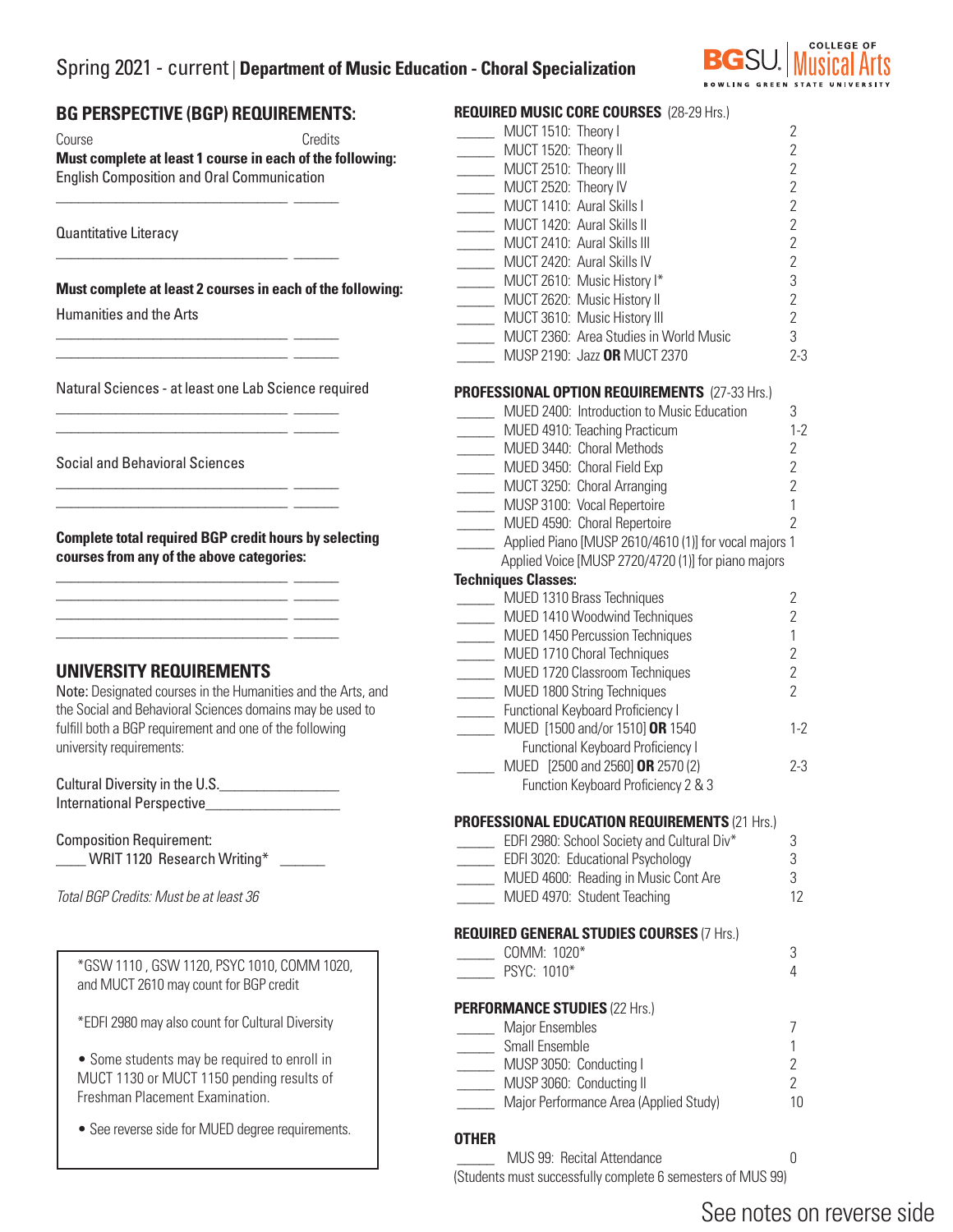# Spring 2021 - current | Department of Music Education - Choral Specialization

BGSU. COLLEGE OF Musical Arts
BOWLING GREEN STATE UNIVERSITY

## BG PERSPECTIVE (BGP) REQUIREMENTS:

Course — Credits

**Must complete at least 1 course in each of the following:**

English Composition and Oral Communication

_______________________________ ______

Quantitative Literacy

_______________________________ ______

**Must complete at least 2 courses in each of the following:**

Humanities and the Arts

_______________________________ ______
_______________________________ ______

Natural Sciences - at least one Lab Science required

_______________________________ ______
_______________________________ ______

Social and Behavioral Sciences

_______________________________ ______
_______________________________ ______

**Complete total required BGP credit hours by selecting courses from any of the above categories:**

_______________________________ ______
_______________________________ ______
_______________________________ ______
_______________________________ ______

## UNIVERSITY REQUIREMENTS

Note: Designated courses in the Humanities and the Arts, and the Social and Behavioral Sciences domains may be used to fulfill both a BGP requirement and one of the following university requirements:

Cultural Diversity in the U.S.________________
International Perspective_________________

Composition Requirement:
____ WRIT 1120 Research Writing* ______

*Total BGP Credits: Must be at least 36*

> *GSW 1110 , GSW 1120, PSYC 1010, COMM 1020, and MUCT 2610 may count for BGP credit
>
> *EDFI 2980 may also count for Cultural Diversity
>
> - Some students may be required to enroll in MUCT 1130 or MUCT 1150 pending results of Freshman Placement Examination.
> - See reverse side for MUED degree requirements.

## REQUIRED MUSIC CORE COURSES (28-29 Hrs.)

| | Course | Credits |
|---|---|---|
| _____ | MUCT 1510: Theory I | 2 |
| _____ | MUCT 1520: Theory II | 2 |
| _____ | MUCT 2510: Theory III | 2 |
| _____ | MUCT 2520: Theory IV | 2 |
| _____ | MUCT 1410: Aural Skills I | 2 |
| _____ | MUCT 1420: Aural Skills II | 2 |
| _____ | MUCT 2410: Aural Skills III | 2 |
| _____ | MUCT 2420: Aural Skills IV | 2 |
| _____ | MUCT 2610: Music History I* | 3 |
| _____ | MUCT 2620: Music History II | 2 |
| _____ | MUCT 3610: Music History III | 2 |
| _____ | MUCT 2360: Area Studies in World Music | 3 |
| _____ | MUSP 2190: Jazz **OR** MUCT 2370 | 2-3 |

## PROFESSIONAL OPTION REQUIREMENTS (27-33 Hrs.)

| | Course | Credits |
|---|---|---|
| _____ | MUED 2400: Introduction to Music Education | 3 |
| _____ | MUED 4910: Teaching Practicum | 1-2 |
| _____ | MUED 3440: Choral Methods | 2 |
| _____ | MUED 3450: Choral Field Exp | 2 |
| _____ | MUCT 3250: Choral Arranging | 2 |
| _____ | MUSP 3100: Vocal Repertoire | 1 |
| _____ | MUED 4590: Choral Repertoire | 2 |
| _____ | Applied Piano [MUSP 2610/4610 (1)] for vocal majors / Applied Voice [MUSP 2720/4720 (1)] for piano majors | 1 |

**Techniques Classes:**

| | Course | Credits |
|---|---|---|
| _____ | MUED 1310 Brass Techniques | 2 |
| _____ | MUED 1410 Woodwind Techniques | 2 |
| _____ | MUED 1450 Percussion Techniques | 1 |
| _____ | MUED 1710 Choral Techniques | 2 |
| _____ | MUED 1720 Classroom Techniques | 2 |
| _____ | MUED 1800 String Techniques | 2 |
| _____ | Functional Keyboard Proficiency I | |
| _____ | MUED [1500 and/or 1510] **OR** 1540 Functional Keyboard Proficiency I | 1-2 |
| _____ | MUED [2500 and 2560] **OR** 2570 (2) Function Keyboard Proficiency 2 & 3 | 2-3 |

## PROFESSIONAL EDUCATION REQUIREMENTS (21 Hrs.)

| | Course | Credits |
|---|---|---|
| _____ | EDFI 2980: School Society and Cultural Div* | 3 |
| _____ | EDFI 3020: Educational Psychology | 3 |
| _____ | MUED 4600: Reading in Music Cont Are | 3 |
| _____ | MUED 4970: Student Teaching | 12 |

## REQUIRED GENERAL STUDIES COURSES (7 Hrs.)

| | Course | Credits |
|---|---|---|
| _____ | COMM: 1020* | 3 |
| _____ | PSYC: 1010* | 4 |

## PERFORMANCE STUDIES (22 Hrs.)

| | Course | Credits |
|---|---|---|
| _____ | Major Ensembles | 7 |
| _____ | Small Ensemble | 1 |
| _____ | MUSP 3050: Conducting I | 2 |
| _____ | MUSP 3060: Conducting II | 2 |
| _____ | Major Performance Area (Applied Study) | 10 |

## OTHER

| | Course | Credits |
|---|---|---|
| _____ | MUS 99: Recital Attendance | 0 |

(Students must successfully complete 6 semesters of MUS 99)

See notes on reverse side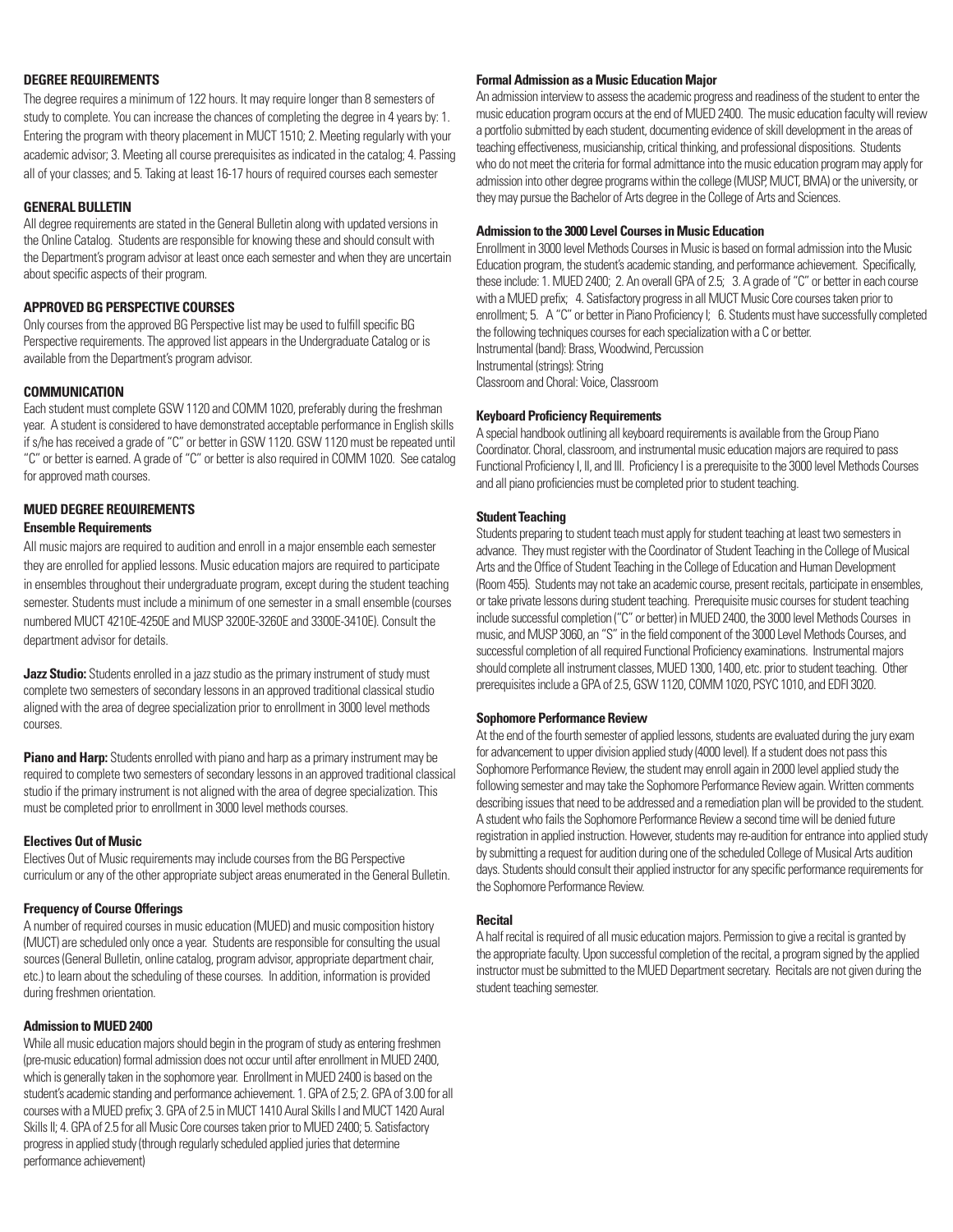## DEGREE REQUIREMENTS

The degree requires a minimum of 122 hours. It may require longer than 8 semesters of study to complete. You can increase the chances of completing the degree in 4 years by: 1. Entering the program with theory placement in MUCT 1510; 2. Meeting regularly with your academic advisor; 3. Meeting all course prerequisites as indicated in the catalog; 4. Passing all of your classes; and 5. Taking at least 16-17 hours of required courses each semester

## GENERAL BULLETIN

All degree requirements are stated in the General Bulletin along with updated versions in the Online Catalog. Students are responsible for knowing these and should consult with the Department's program advisor at least once each semester and when they are uncertain about specific aspects of their program.

## APPROVED BG PERSPECTIVE COURSES

Only courses from the approved BG Perspective list may be used to fulfill specific BG Perspective requirements. The approved list appears in the Undergraduate Catalog or is available from the Department's program advisor.

## COMMUNICATION

Each student must complete GSW 1120 and COMM 1020, preferably during the freshman year. A student is considered to have demonstrated acceptable performance in English skills if s/he has received a grade of "C" or better in GSW 1120. GSW 1120 must be repeated until "C" or better is earned. A grade of "C" or better is also required in COMM 1020. See catalog for approved math courses.

## MUED DEGREE REQUIREMENTS

### Ensemble Requirements

All music majors are required to audition and enroll in a major ensemble each semester they are enrolled for applied lessons. Music education majors are required to participate in ensembles throughout their undergraduate program, except during the student teaching semester. Students must include a minimum of one semester in a small ensemble (courses numbered MUCT 4210E-4250E and MUSP 3200E-3260E and 3300E-3410E). Consult the department advisor for details.

**Jazz Studio:** Students enrolled in a jazz studio as the primary instrument of study must complete two semesters of secondary lessons in an approved traditional classical studio aligned with the area of degree specialization prior to enrollment in 3000 level methods courses.

**Piano and Harp:** Students enrolled with piano and harp as a primary instrument may be required to complete two semesters of secondary lessons in an approved traditional classical studio if the primary instrument is not aligned with the area of degree specialization. This must be completed prior to enrollment in 3000 level methods courses.

### Electives Out of Music

Electives Out of Music requirements may include courses from the BG Perspective curriculum or any of the other appropriate subject areas enumerated in the General Bulletin.

### Frequency of Course Offerings

A number of required courses in music education (MUED) and music composition history (MUCT) are scheduled only once a year. Students are responsible for consulting the usual sources (General Bulletin, online catalog, program advisor, appropriate department chair, etc.) to learn about the scheduling of these courses. In addition, information is provided during freshmen orientation.

### Admission to MUED 2400

While all music education majors should begin in the program of study as entering freshmen (pre-music education) formal admission does not occur until after enrollment in MUED 2400, which is generally taken in the sophomore year. Enrollment in MUED 2400 is based on the student's academic standing and performance achievement. 1. GPA of 2.5; 2. GPA of 3.00 for all courses with a MUED prefix; 3. GPA of 2.5 in MUCT 1410 Aural Skills I and MUCT 1420 Aural Skills II; 4. GPA of 2.5 for all Music Core courses taken prior to MUED 2400; 5. Satisfactory progress in applied study (through regularly scheduled applied juries that determine performance achievement)

### Formal Admission as a Music Education Major

An admission interview to assess the academic progress and readiness of the student to enter the music education program occurs at the end of MUED 2400. The music education faculty will review a portfolio submitted by each student, documenting evidence of skill development in the areas of teaching effectiveness, musicianship, critical thinking, and professional dispositions. Students who do not meet the criteria for formal admittance into the music education program may apply for admission into other degree programs within the college (MUSP, MUCT, BMA) or the university, or they may pursue the Bachelor of Arts degree in the College of Arts and Sciences.

### Admission to the 3000 Level Courses in Music Education

Enrollment in 3000 level Methods Courses in Music is based on formal admission into the Music Education program, the student's academic standing, and performance achievement. Specifically, these include: 1. MUED 2400; 2. An overall GPA of 2.5; 3. A grade of "C" or better in each course with a MUED prefix; 4. Satisfactory progress in all MUCT Music Core courses taken prior to enrollment; 5. A "C" or better in Piano Proficiency I; 6. Students must have successfully completed the following techniques courses for each specialization with a C or better.

Instrumental (band): Brass, Woodwind, Percussion
Instrumental (strings): String
Classroom and Choral: Voice, Classroom

### Keyboard Proficiency Requirements

A special handbook outlining all keyboard requirements is available from the Group Piano Coordinator. Choral, classroom, and instrumental music education majors are required to pass Functional Proficiency I, II, and III. Proficiency I is a prerequisite to the 3000 level Methods Courses and all piano proficiencies must be completed prior to student teaching.

### Student Teaching

Students preparing to student teach must apply for student teaching at least two semesters in advance. They must register with the Coordinator of Student Teaching in the College of Musical Arts and the Office of Student Teaching in the College of Education and Human Development (Room 455). Students may not take an academic course, present recitals, participate in ensembles, or take private lessons during student teaching. Prerequisite music courses for student teaching include successful completion ("C" or better) in MUED 2400, the 3000 level Methods Courses in music, and MUSP 3060, an "S" in the field component of the 3000 Level Methods Courses, and successful completion of all required Functional Proficiency examinations. Instrumental majors should complete all instrument classes, MUED 1300, 1400, etc. prior to student teaching. Other prerequisites include a GPA of 2.5, GSW 1120, COMM 1020, PSYC 1010, and EDFI 3020.

### Sophomore Performance Review

At the end of the fourth semester of applied lessons, students are evaluated during the jury exam for advancement to upper division applied study (4000 level). If a student does not pass this Sophomore Performance Review, the student may enroll again in 2000 level applied study the following semester and may take the Sophomore Performance Review again. Written comments describing issues that need to be addressed and a remediation plan will be provided to the student. A student who fails the Sophomore Performance Review a second time will be denied future registration in applied instruction. However, students may re-audition for entrance into applied study by submitting a request for audition during one of the scheduled College of Musical Arts audition days. Students should consult their applied instructor for any specific performance requirements for the Sophomore Performance Review.

### Recital

A half recital is required of all music education majors. Permission to give a recital is granted by the appropriate faculty. Upon successful completion of the recital, a program signed by the applied instructor must be submitted to the MUED Department secretary. Recitals are not given during the student teaching semester.